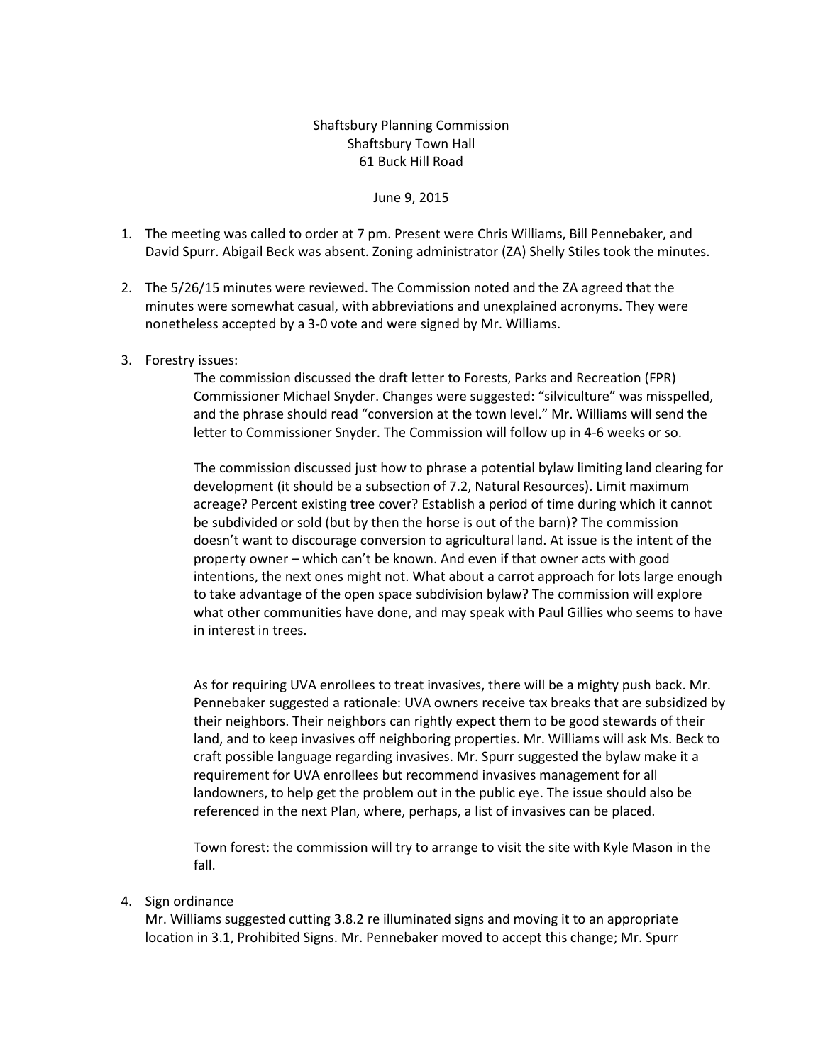Shaftsbury Planning Commission
Shaftsbury Town Hall
61 Buck Hill Road

June 9, 2015

1. The meeting was called to order at 7 pm. Present were Chris Williams, Bill Pennebaker, and David Spurr. Abigail Beck was absent. Zoning administrator (ZA) Shelly Stiles took the minutes.

2. The 5/26/15 minutes were reviewed. The Commission noted and the ZA agreed that the minutes were somewhat casual, with abbreviations and unexplained acronyms. They were nonetheless accepted by a 3-0 vote and were signed by Mr. Williams.

3. Forestry issues:

   The commission discussed the draft letter to Forests, Parks and Recreation (FPR) Commissioner Michael Snyder. Changes were suggested: "silviculture" was misspelled, and the phrase should read "conversion at the town level." Mr. Williams will send the letter to Commissioner Snyder. The Commission will follow up in 4-6 weeks or so.

   The commission discussed just how to phrase a potential bylaw limiting land clearing for development (it should be a subsection of 7.2, Natural Resources). Limit maximum acreage? Percent existing tree cover? Establish a period of time during which it cannot be subdivided or sold (but by then the horse is out of the barn)? The commission doesn't want to discourage conversion to agricultural land. At issue is the intent of the property owner – which can't be known. And even if that owner acts with good intentions, the next ones might not. What about a carrot approach for lots large enough to take advantage of the open space subdivision bylaw? The commission will explore what other communities have done, and may speak with Paul Gillies who seems to have in interest in trees.

   As for requiring UVA enrollees to treat invasives, there will be a mighty push back. Mr. Pennebaker suggested a rationale: UVA owners receive tax breaks that are subsidized by their neighbors. Their neighbors can rightly expect them to be good stewards of their land, and to keep invasives off neighboring properties. Mr. Williams will ask Ms. Beck to craft possible language regarding invasives. Mr. Spurr suggested the bylaw make it a requirement for UVA enrollees but recommend invasives management for all landowners, to help get the problem out in the public eye. The issue should also be referenced in the next Plan, where, perhaps, a list of invasives can be placed.

   Town forest: the commission will try to arrange to visit the site with Kyle Mason in the fall.

4. Sign ordinance

   Mr. Williams suggested cutting 3.8.2 re illuminated signs and moving it to an appropriate location in 3.1, Prohibited Signs. Mr. Pennebaker moved to accept this change; Mr. Spurr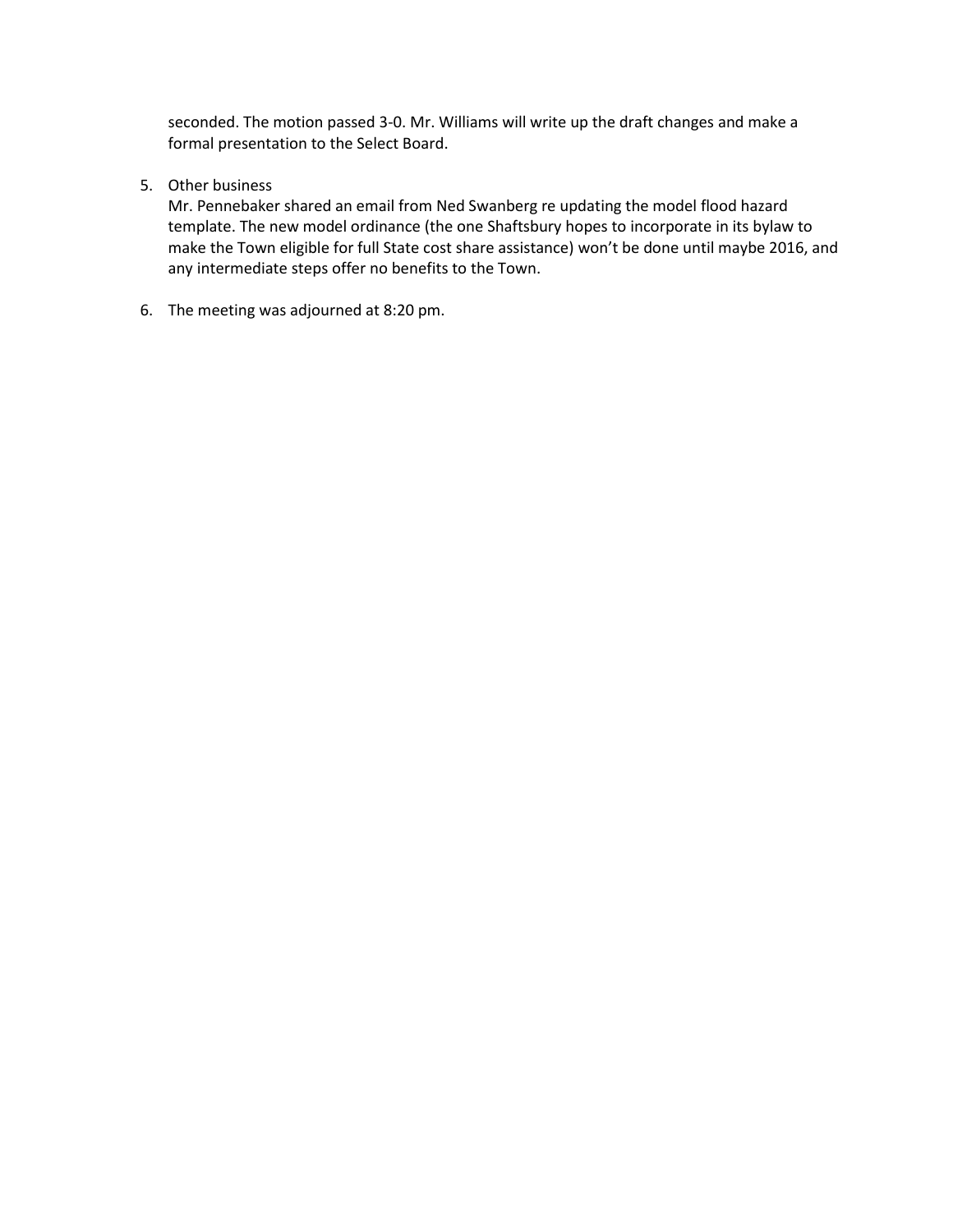seconded. The motion passed 3-0. Mr. Williams will write up the draft changes and make a formal presentation to the Select Board.

5. Other business
   Mr. Pennebaker shared an email from Ned Swanberg re updating the model flood hazard template. The new model ordinance (the one Shaftsbury hopes to incorporate in its bylaw to make the Town eligible for full State cost share assistance) won't be done until maybe 2016, and any intermediate steps offer no benefits to the Town.

6. The meeting was adjourned at 8:20 pm.